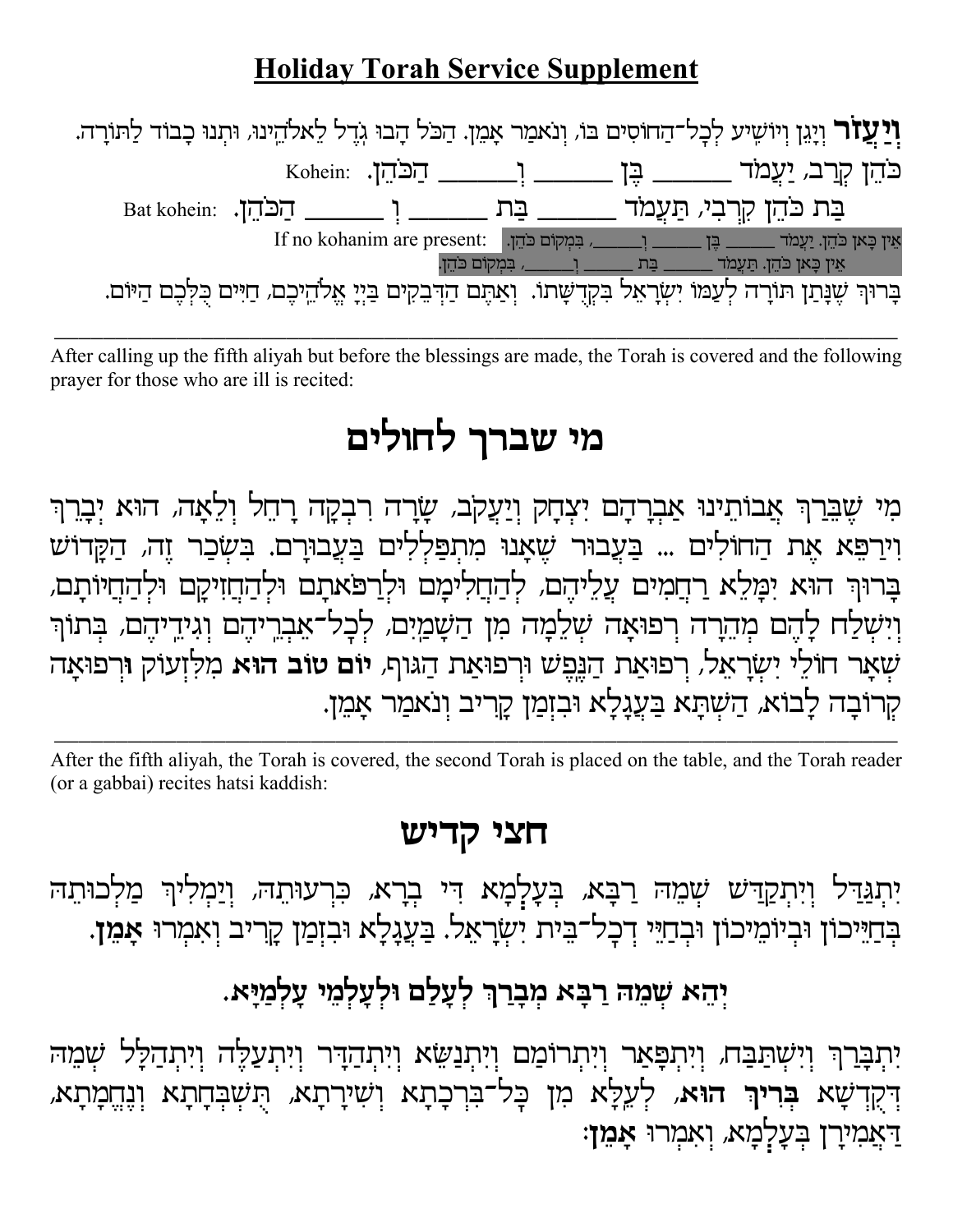# Holiday Torah Service Supplement

**וְיַעֲזֹר** וְיָגֵן וְיוֹשִׁיעַ לְכָל־הַחוֹסִים בּוֹ, וְנֹאמַר אָמֵן. הַכֹּל הָבוּ גֹדֶל לֵאלֹהֵינוּ, וּתְנוּ כָבוֹד לַתּוֹרָה.

Kohein: כֹּהֵן קְרָב, יַעֲמֹד ______ בֶּן ______ וְ______ הַכֹּהֵן.

Bat kohein: בַּת כֹּהֵן קִרְבִי, תַּעֲמֹד ______ בַּת ______ וְ ______ הַכֹּהֵן.

If no kohanim are present: אֵין כָּאן כֹּהֵן. יַעֲמֹד ______ בֶּן ______ וְ______, בִּמְקוֹם כֹּהֵן.
אֵין כָּאן כֹּהֵן. תַּעֲמֹד ______ בַּת ______ וְ______, בִּמְקוֹם כֹּהֵן.

בָּרוּךְ שֶׁנָּתַן תּוֹרָה לְעַמּוֹ יִשְׂרָאֵל בִּקְדֻשָּׁתוֹ. וְאַתֶּם הַדְּבֵקִים בַּייָ אֱלֹהֵיכֶם, חַיִּים כֻּלְּכֶם הַיּוֹם.

---

After calling up the fifth aliyah but before the blessings are made, the Torah is covered and the following prayer for those who are ill is recited:

# מי שברך לחולים

מִי שֶׁבֵּרַךְ אֲבוֹתֵינוּ אַבְרָהָם יִצְחָק וְיַעֲקֹב, שָׂרָה רִבְקָה רָחֵל וְלֵאָה, הוּא יְבָרֵךְ וִירַפֵּא אֶת הַחוֹלִים ... בַּעֲבוּר שֶׁאָנוּ מִתְפַּלְּלִים בַּעֲבוּרָם. בִּשְׂכַר זֶה, הַקָּדוֹשׁ בָּרוּךְ הוּא יִמָּלֵא רַחֲמִים עֲלֵיהֶם, לְהַחֲלִימָם וּלְרַפֹּאתָם וּלְהַחֲזִיקָם וּלְהַחֲיוֹתָם, וְיִשְׁלַח לָהֶם מְהֵרָה רְפוּאָה שְׁלֵמָה מִן הַשָּׁמַיִם, לְכָל־אֵבְרֵיהֶם וְגִידֵיהֶם, בְּתוֹךְ שְׁאָר חוֹלֵי יִשְׂרָאֵל, רְפוּאַת הַנֶּפֶשׁ וּרְפוּאַת הַגּוּף, **יוֹם טוֹב הוּא** מִלִּזְעוֹק וּרְפוּאָה קְרוֹבָה לָבוֹא, הַשְׁתָּא בַּעֲגָלָא וּבִזְמַן קָרִיב וְנֹאמַר אָמֵן.

---

After the fifth aliyah, the Torah is covered, the second Torah is placed on the table, and the Torah reader (or a gabbai) recites hatsi kaddish:

# חצי קדיש

יִתְגַּדַּל וְיִתְקַדַּשׁ שְׁמֵהּ רַבָּא, בְּעָלְמָא דִּי בְרָא, כִּרְעוּתֵהּ, וְיַמְלִיךְ מַלְכוּתֵהּ בְּחַיֵּיכוֹן וּבְיוֹמֵיכוֹן וּבְחַיֵּי דְכָל־בֵּית יִשְׂרָאֵל. בַּעֲגָלָא וּבִזְמַן קָרִיב וְאִמְרוּ **אָמֵן**.

**יְהֵא שְׁמֵהּ רַבָּא מְבָרַךְ לְעָלַם וּלְעָלְמֵי עָלְמַיָּא.**

יִתְבָּרַךְ וְיִשְׁתַּבַּח, וְיִתְפָּאַר וְיִתְרוֹמַם וְיִתְנַשֵּׂא וְיִתְהַדָּר וְיִתְעַלֶּה וְיִתְהַלָּל שְׁמֵהּ דְּקֻדְשָׁא **בְּרִיךְ הוּא**, לְעֵלָּא מִן כָּל־בִּרְכָתָא וְשִׁירָתָא, תֻּשְׁבְּחָתָא וְנֶחֱמָתָא, דַּאֲמִירָן בְּעָלְמָא, וְאִמְרוּ **אָמֵן**: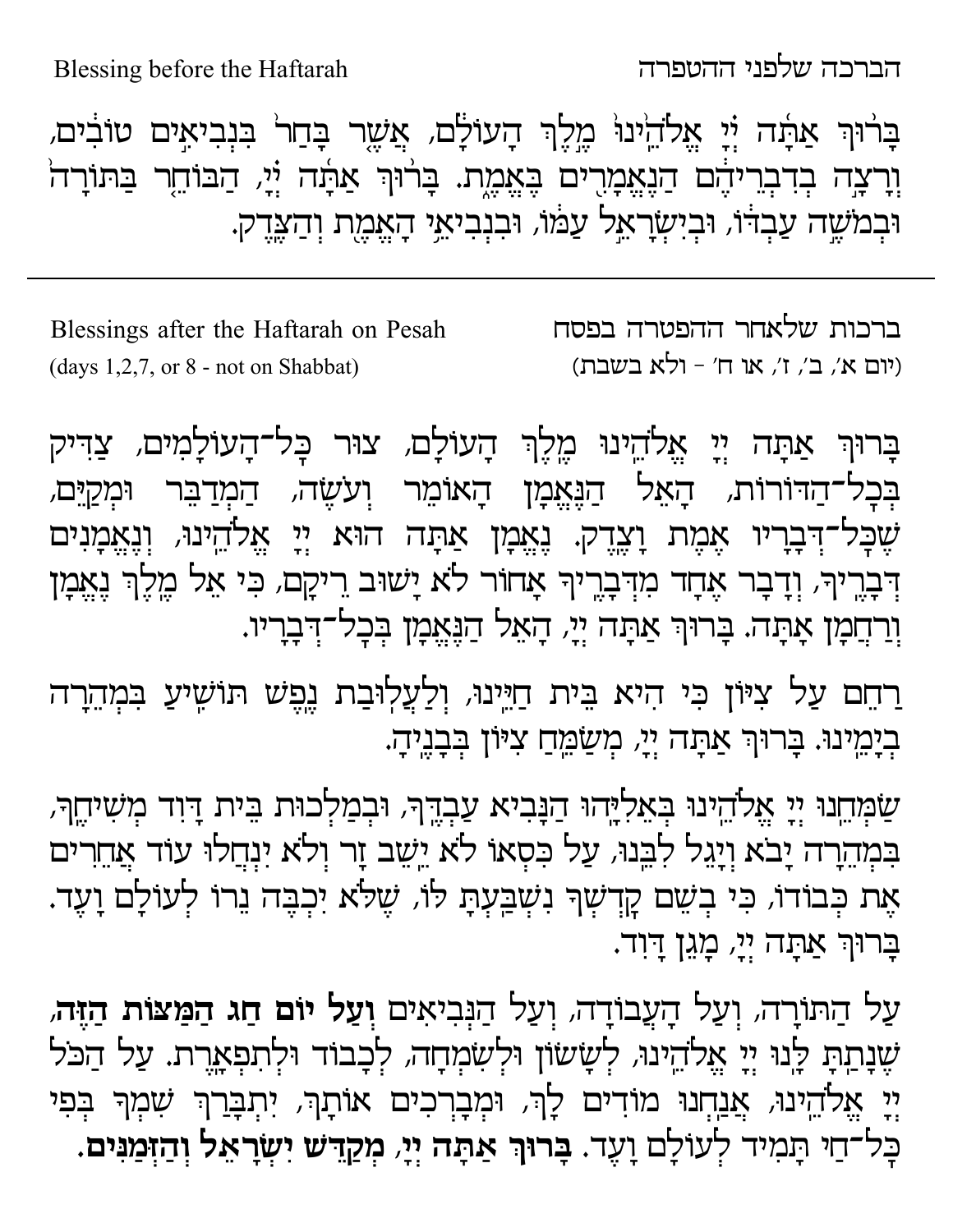Blessing before the Haftarah

הברכה שלפני ההטפרה

בָּרוּךְ אַתָּה יְיָ אֱלֹהֵינוּ מֶלֶךְ הָעוֹלָם, אֲשֶׁר בָּחַר בִּנְבִיאִים טוֹבִים, וְרָצָה בְדִבְרֵיהֶם הַנֶּאֱמָרִים בֶּאֱמֶת. בָּרוּךְ אַתָּה יְיָ, הַבּוֹחֵר בַּתּוֹרָה וּבְמֹשֶׁה עַבְדּוֹ, וּבְיִשְׂרָאֵל עַמּוֹ, וּבִנְבִיאֵי הָאֱמֶת וָצֶדֶק.

---

Blessings after the Haftarah on Pesah

(days 1,2,7, or 8 - not on Shabbat)

ברכות שלאחר ההפטרה בפסח

(יום א׳, ב׳, ז׳, או ח׳ - ולא בשבת)

בָּרוּךְ אַתָּה יְיָ אֱלֹהֵינוּ מֶלֶךְ הָעוֹלָם, צוּר כָּל־הָעוֹלָמִים, צַדִּיק בְּכָל־הַדּוֹרוֹת, הָאֵל הַנֶּאֱמָן הָאוֹמֵר וְעֹשֶׂה, הַמְדַבֵּר וּמְקַיֵּם, שֶׁכָּל־דְּבָרָיו אֱמֶת וָצֶדֶק. נֶאֱמָן אַתָּה הוּא יְיָ אֱלֹהֵינוּ, וְנֶאֱמָנִים דְּבָרֶיךָ, וְדָבָר אֶחָד מִדְּבָרֶיךָ אָחוֹר לֹא יָשׁוּב רֵיקָם, כִּי אֵל מֶלֶךְ נֶאֱמָן וְרַחֲמָן אָתָּה. בָּרוּךְ אַתָּה יְיָ, הָאֵל הַנֶּאֱמָן בְּכָל־דְּבָרָיו.

רַחֵם עַל צִיּוֹן כִּי הִיא בֵּית חַיֵּינוּ, וְלַעֲלוּבַת נֶפֶשׁ תּוֹשִׁיעַ בִּמְהֵרָה בְיָמֵינוּ. בָּרוּךְ אַתָּה יְיָ, מְשַׂמֵּחַ צִיּוֹן בְּבָנֶיהָ.

שַׂמְּחֵנוּ יְיָ אֱלֹהֵינוּ בְּאֵלִיָּהוּ הַנָּבִיא עַבְדֶּךָ, וּבְמַלְכוּת בֵּית דָּוִד מְשִׁיחֶךָ, בִּמְהֵרָה יָבֹא וְיָגֵל לִבֵּנוּ, עַל כִּסְאוֹ לֹא יֵשֵׁב זָר וְלֹא יִנְחֲלוּ עוֹד אֲחֵרִים אֶת כְּבוֹדוֹ, כִּי בְשֵׁם קָדְשְׁךָ נִשְׁבַּעְתָּ לּוֹ, שֶׁלֹּא יִכְבֶּה נֵרוֹ לְעוֹלָם וָעֶד. בָּרוּךְ אַתָּה יְיָ, מָגֵן דָּוִד.

עַל הַתּוֹרָה, וְעַל הָעֲבוֹדָה, וְעַל הַנְּבִיאִים **וְעַל יוֹם חַג הַמַּצּוֹת הַזֶּה**, שֶׁנָּתַתָּ לָּנוּ יְיָ אֱלֹהֵינוּ, לְשָׂשׂוֹן וּלְשִׂמְחָה, לְכָבוֹד וּלְתִפְאָרֶת. עַל הַכֹּל יְיָ אֱלֹהֵינוּ, אֲנַחְנוּ מוֹדִים לָךְ, וּמְבָרְכִים אוֹתָךְ, יִתְבָּרַךְ שִׁמְךָ בְּפִי כָּל־חַי תָּמִיד לְעוֹלָם וָעֶד. **בָּרוּךְ אַתָּה יְיָ, מְקַדֵּשׁ יִשְׂרָאֵל וְהַזְּמַנִּים.**